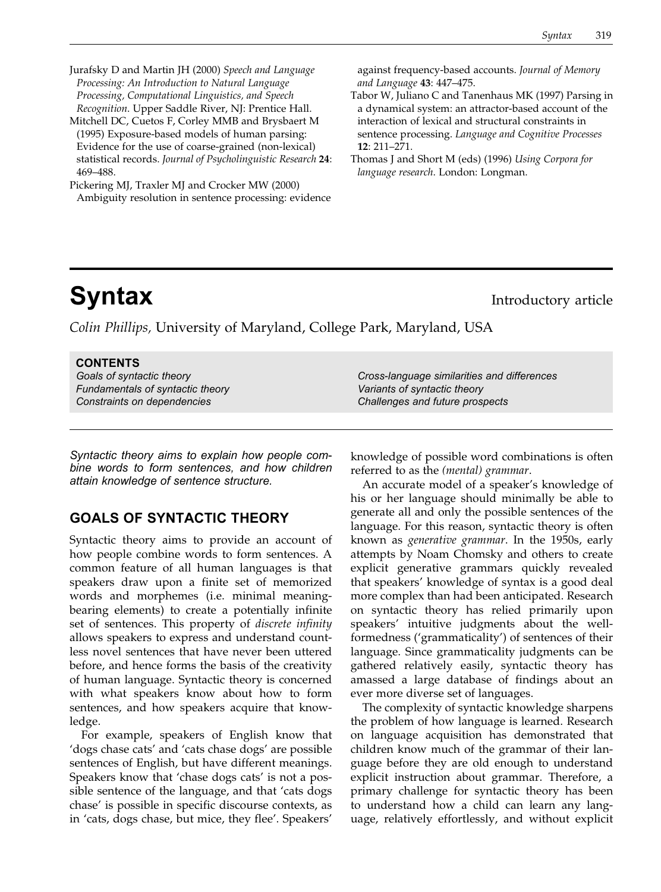Jurafsky D and Martin JH (2000) *Speech and Language Processing: An Introduction to Natural Language Processing, Computational Linguistics, and Speech Recognition.* Upper Saddle River, NJ: Prentice Hall.

Mitchell DC, Cuetos F, Corley MMB and Brysbaert M (1995) Exposure-based models of human parsing: Evidence for the use of coarse-grained (non-lexical) statistical records. *Journal of Psycholinguistic Research* **24**: 469–488.

Pickering MJ, Traxler MJ and Crocker MW (2000) Ambiguity resolution in sentence processing: evidence against frequency-based accounts. *Journal of Memory and Language* **43**: 447–475.

Tabor W, Juliano C and Tanenhaus MK (1997) Parsing in a dynamical system: an attractor-based account of the interaction of lexical and structural constraints in sentence processing. *Language and Cognitive Processes* **12**: 211–271.

Thomas J and Short M (eds) (1996) *Using Corpora for language research.* London: Longman.

# Syntax

Introductory article

*Colin Phillips,* University of Maryland, College Park, Maryland, USA

**CONTENTS**

*Goals of syntactic theory*
*Fundamentals of syntactic theory*
*Constraints on dependencies*
*Cross-language similarities and differences*
*Variants of syntactic theory*
*Challenges and future prospects*

*Syntactic theory aims to explain how people combine words to form sentences, and how children attain knowledge of sentence structure.*

## GOALS OF SYNTACTIC THEORY

Syntactic theory aims to provide an account of how people combine words to form sentences. A common feature of all human languages is that speakers draw upon a finite set of memorized words and morphemes (i.e. minimal meaning-bearing elements) to create a potentially infinite set of sentences. This property of *discrete infinity* allows speakers to express and understand countless novel sentences that have never been uttered before, and hence forms the basis of the creativity of human language. Syntactic theory is concerned with what speakers know about how to form sentences, and how speakers acquire that knowledge.

For example, speakers of English know that 'dogs chase cats' and 'cats chase dogs' are possible sentences of English, but have different meanings. Speakers know that 'chase dogs cats' is not a possible sentence of the language, and that 'cats dogs chase' is possible in specific discourse contexts, as in 'cats, dogs chase, but mice, they flee'. Speakers' knowledge of possible word combinations is often referred to as the *(mental) grammar*.

An accurate model of a speaker's knowledge of his or her language should minimally be able to generate all and only the possible sentences of the language. For this reason, syntactic theory is often known as *generative grammar*. In the 1950s, early attempts by Noam Chomsky and others to create explicit generative grammars quickly revealed that speakers' knowledge of syntax is a good deal more complex than had been anticipated. Research on syntactic theory has relied primarily upon speakers' intuitive judgments about the well-formedness ('grammaticality') of sentences of their language. Since grammaticality judgments can be gathered relatively easily, syntactic theory has amassed a large database of findings about an ever more diverse set of languages.

The complexity of syntactic knowledge sharpens the problem of how language is learned. Research on language acquisition has demonstrated that children know much of the grammar of their language before they are old enough to understand explicit instruction about grammar. Therefore, a primary challenge for syntactic theory has been to understand how a child can learn any language, relatively effortlessly, and without explicit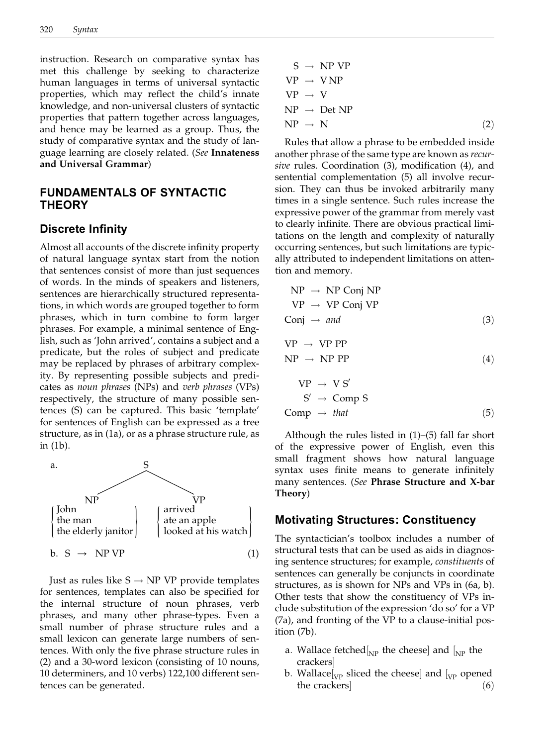instruction. Research on comparative syntax has met this challenge by seeking to characterize human languages in terms of universal syntactic properties, which may reflect the child's innate knowledge, and non-universal clusters of syntactic properties that pattern together across languages, and hence may be learned as a group. Thus, the study of comparative syntax and the study of language learning are closely related. (*See* **Innateness and Universal Grammar**)

## FUNDAMENTALS OF SYNTACTIC THEORY

### Discrete Infinity

Almost all accounts of the discrete infinity property of natural language syntax start from the notion that sentences consist of more than just sequences of words. In the minds of speakers and listeners, sentences are hierarchically structured representations, in which words are grouped together to form phrases, which in turn combine to form larger phrases. For example, a minimal sentence of English, such as 'John arrived', contains a subject and a predicate, but the roles of subject and predicate may be replaced by phrases of arbitrary complexity. By representing possible subjects and predicates as *noun phrases* (NPs) and *verb phrases* (VPs) respectively, the structure of many possible sentences (S) can be captured. This basic 'template' for sentences of English can be expressed as a tree structure, as in (1a), or as a phrase structure rule, as in (1b).

a. [S [NP {John / the man / the elderly janitor}] [VP {arrived / ate an apple / looked at his watch}]]

b. $S \rightarrow NP\ VP$ (1)

Just as rules like $S \rightarrow NP\ VP$ provide templates for sentences, templates can also be specified for the internal structure of noun phrases, verb phrases, and many other phrase-types. Even a small number of phrase structure rules and a small lexicon can generate large numbers of sentences. With only the five phrase structure rules in (2) and a 30-word lexicon (consisting of 10 nouns, 10 determiners, and 10 verbs) 122,100 different sentences can be generated.

$$
\begin{aligned}
S &\rightarrow NP\ VP \\
VP &\rightarrow V\ NP \\
VP &\rightarrow V \\
NP &\rightarrow Det\ NP \\
NP &\rightarrow N
\end{aligned} \quad (2)
$$

Rules that allow a phrase to be embedded inside another phrase of the same type are known as *recursive* rules. Coordination (3), modification (4), and sentential complementation (5) all involve recursion. They can thus be invoked arbitrarily many times in a single sentence. Such rules increase the expressive power of the grammar from merely vast to clearly infinite. There are obvious practical limitations on the length and complexity of naturally occurring sentences, but such limitations are typically attributed to independent limitations on attention and memory.

$$
\begin{aligned}
NP &\rightarrow NP\ Conj\ NP \\
VP &\rightarrow VP\ Conj\ VP \\
Conj &\rightarrow \textit{and}
\end{aligned} \quad (3)
$$

$$
\begin{aligned}
VP &\rightarrow VP\ PP \\
NP &\rightarrow NP\ PP
\end{aligned} \quad (4)
$$

$$
\begin{aligned}
VP &\rightarrow V\ S' \\
S' &\rightarrow Comp\ S \\
Comp &\rightarrow \textit{that}
\end{aligned} \quad (5)
$$

Although the rules listed in (1)–(5) fall far short of the expressive power of English, even this small fragment shows how natural language syntax uses finite means to generate infinitely many sentences. (*See* **Phrase Structure and X-bar Theory**)

### Motivating Structures: Constituency

The syntactician's toolbox includes a number of structural tests that can be used as aids in diagnosing sentence structures; for example, *constituents* of sentences can generally be conjuncts in coordinate structures, as is shown for NPs and VPs in (6a, b). Other tests that show the constituency of VPs include substitution of the expression 'do so' for a VP (7a), and fronting of the VP to a clause-initial position (7b).

a. Wallace fetched[$_{NP}$ the cheese] and [$_{NP}$ the crackers]

b. Wallace[$_{VP}$ sliced the cheese] and [$_{VP}$ opened the crackers] (6)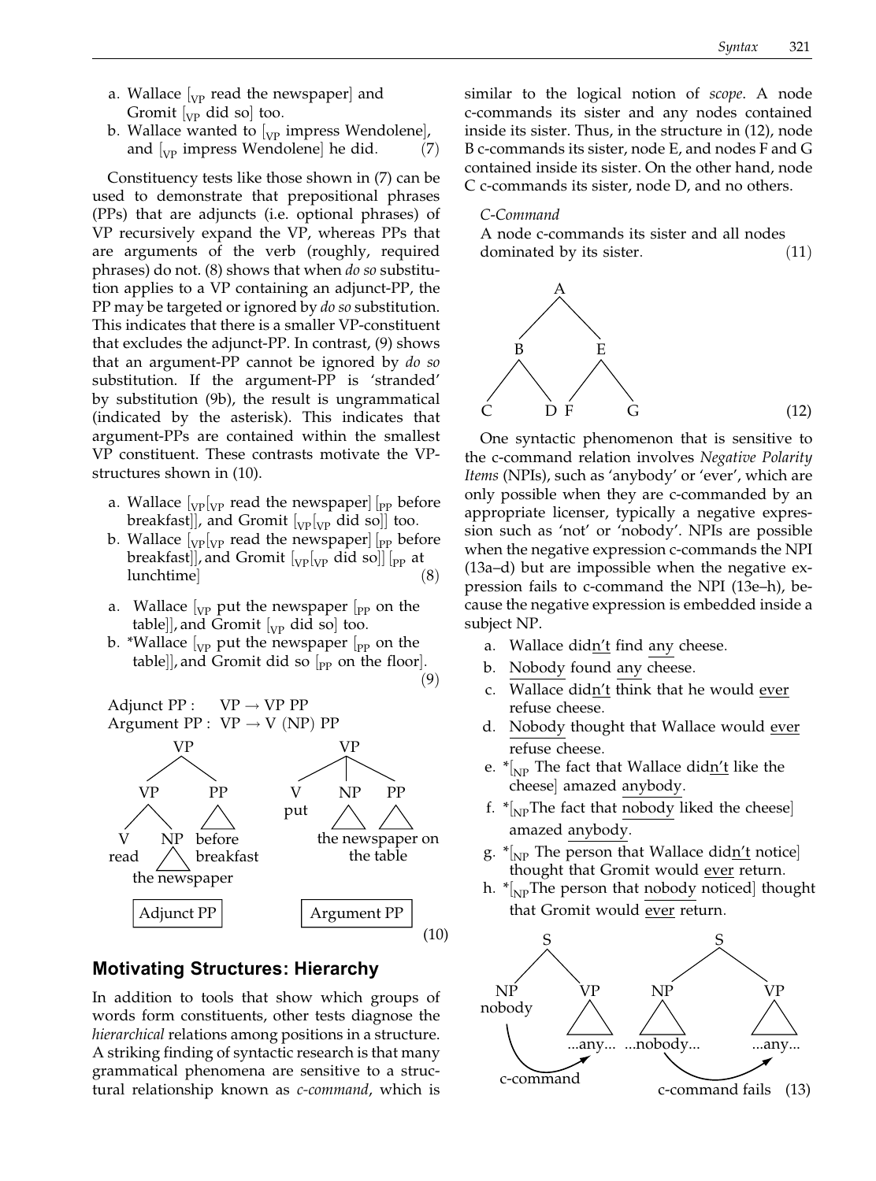a. Wallace [$_{VP}$ read the newspaper] and Gromit [$_{VP}$ did so] too.
b. Wallace wanted to [$_{VP}$ impress Wendolene], and [$_{VP}$ impress Wendolene] he did. (7)

Constituency tests like those shown in (7) can be used to demonstrate that prepositional phrases (PPs) that are adjuncts (i.e. optional phrases) of VP recursively expand the VP, whereas PPs that are arguments of the verb (roughly, required phrases) do not. (8) shows that when *do so* substitution applies to a VP containing an adjunct-PP, the PP may be targeted or ignored by *do so* substitution. This indicates that there is a smaller VP-constituent that excludes the adjunct-PP. In contrast, (9) shows that an argument-PP cannot be ignored by *do so* substitution. If the argument-PP is 'stranded' by substitution (9b), the result is ungrammatical (indicated by the asterisk). This indicates that argument-PPs are contained within the smallest VP constituent. These contrasts motivate the VP-structures shown in (10).

a. Wallace [$_{VP}$[$_{VP}$ read the newspaper] [$_{PP}$ before breakfast]], and Gromit [$_{VP}$[$_{VP}$ did so]] too.
b. Wallace [$_{VP}$[$_{VP}$ read the newspaper] [$_{PP}$ before breakfast]], and Gromit [$_{VP}$[$_{VP}$ did so]] [$_{PP}$ at lunchtime] (8)

a. Wallace [$_{VP}$ put the newspaper [$_{PP}$ on the table]], and Gromit [$_{VP}$ did so] too.
b. *Wallace [$_{VP}$ put the newspaper [$_{PP}$ on the table]], and Gromit did so [$_{PP}$ on the floor]. (9)

Adjunct PP : VP → VP PP
Argument PP : VP → V (NP) PP

[Adjunct PP tree: [$_{VP}$ [$_{VP}$ [$_V$ read] [$_{NP}$ the newspaper]] [$_{PP}$ before breakfast]]]

[Argument PP tree: [$_{VP}$ [$_V$ put] [$_{NP}$ the newspaper] [$_{PP}$ on the table]]]

Adjunct PP — Argument PP (10)

## Motivating Structures: Hierarchy

In addition to tools that show which groups of words form constituents, other tests diagnose the *hierarchical* relations among positions in a structure. A striking finding of syntactic research is that many grammatical phenomena are sensitive to a structural relationship known as *c-command*, which is similar to the logical notion of *scope*. A node c-commands its sister and any nodes contained inside its sister. Thus, in the structure in (12), node B c-commands its sister, node E, and nodes F and G contained inside its sister. On the other hand, node C c-commands its sister, node D, and no others.

*C-Command*
A node c-commands its sister and all nodes dominated by its sister. (11)

[Tree: [A [B C D] [E F G]]] (12)

One syntactic phenomenon that is sensitive to the c-command relation involves *Negative Polarity Items* (NPIs), such as 'anybody' or 'ever', which are only possible when they are c-commanded by an appropriate licenser, typically a negative expression such as 'not' or 'nobody'. NPIs are possible when the negative expression c-commands the NPI (13a–d) but are impossible when the negative expression fails to c-command the NPI (13e–h), because the negative expression is embedded inside a subject NP.

a. Wallace did<u>n't</u> find <u>any</u> cheese.
b. <u>Nobody</u> found <u>any</u> cheese.
c. Wallace did<u>n't</u> think that he would <u>ever</u> refuse cheese.
d. <u>Nobody</u> thought that Wallace would <u>ever</u> refuse cheese.
e. *[$_{NP}$ The fact that Wallace did<u>n't</u> like the cheese] amazed <u>anybody</u>.
f. *[$_{NP}$The fact that <u>nobody</u> liked the cheese] amazed <u>anybody</u>.
g. *[$_{NP}$ The person that Wallace did<u>n't</u> notice] thought that Gromit would <u>ever</u> return.
h. *[$_{NP}$The person that <u>nobody</u> noticed] thought that Gromit would <u>ever</u> return.

[Trees: [S [NP nobody] [VP ...any...]] — c-command; [S [NP ...nobody...] [VP ...any...]] — c-command fails] (13)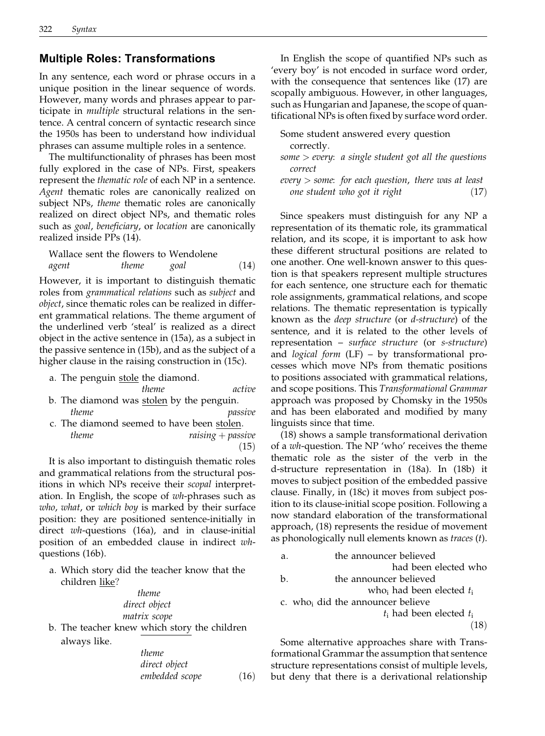## Multiple Roles: Transformations

In any sentence, each word or phrase occurs in a unique position in the linear sequence of words. However, many words and phrases appear to participate in *multiple* structural relations in the sentence. A central concern of syntactic research since the 1950s has been to understand how individual phrases can assume multiple roles in a sentence.

The multifunctionality of phrases has been most fully explored in the case of NPs. First, speakers represent the *thematic role* of each NP in a sentence. *Agent* thematic roles are canonically realized on subject NPs, *theme* thematic roles are canonically realized on direct object NPs, and thematic roles such as *goal*, *beneficiary*, or *location* are canonically realized inside PPs (14).

Wallace sent the flowers to Wendolene
*agent* *theme* *goal* (14)

However, it is important to distinguish thematic roles from *grammatical relations* such as *subject* and *object*, since thematic roles can be realized in different grammatical relations. The theme argument of the underlined verb 'steal' is realized as a direct object in the active sentence in (15a), as a subject in the passive sentence in (15b), and as the subject of a higher clause in the raising construction in (15c).

a. The penguin <u>stole</u> the diamond.
*theme* *active*
b. The diamond was <u>stolen</u> by the penguin.
*theme* *passive*
c. The diamond seemed to have been <u>stolen</u>.
*theme* *raising + passive* (15)

It is also important to distinguish thematic roles and grammatical relations from the structural positions in which NPs receive their *scopal* interpretation. In English, the scope of *wh*-phrases such as *who*, *what*, or *which boy* is marked by their surface position: they are positioned sentence-initially in direct *wh*-questions (16a), and in clause-initial position of an embedded clause in indirect *wh*-questions (16b).

a. Which story did the teacher know that the children <u>like</u>?
*theme*
*direct object*
*matrix scope*
b. The teacher knew <u>which story</u> the children always like.
*theme*
*direct object*
*embedded scope* (16)

In English the scope of quantified NPs such as 'every boy' is not encoded in surface word order, with the consequence that sentences like (17) are scopally ambiguous. However, in other languages, such as Hungarian and Japanese, the scope of quantificational NPs is often fixed by surface word order.

Some student answered every question correctly.
*some > every*: *a single student got all the questions correct*
*every > some*: *for each question, there was at least one student who got it right* (17)

Since speakers must distinguish for any NP a representation of its thematic role, its grammatical relation, and its scope, it is important to ask how these different structural positions are related to one another. One well-known answer to this question is that speakers represent multiple structures for each sentence, one structure each for thematic role assignments, grammatical relations, and scope relations. The thematic representation is typically known as the *deep structure* (or *d-structure*) of the sentence, and it is related to the other levels of representation – *surface structure* (or *s-structure*) and *logical form* (LF) – by transformational processes which move NPs from thematic positions to positions associated with grammatical relations, and scope positions. This *Transformational Grammar* approach was proposed by Chomsky in the 1950s and has been elaborated and modified by many linguists since that time.

(18) shows a sample transformational derivation of a *wh*-question. The NP 'who' receives the theme thematic role as the sister of the verb in the d-structure representation in (18a). In (18b) it moves to subject position of the embedded passive clause. Finally, in (18c) it moves from subject position to its clause-initial scope position. Following a now standard elaboration of the transformational approach, (18) represents the residue of movement as phonologically null elements known as *traces* (*t*).

a. the announcer believed had been elected who
b. the announcer believed who$_i$ had been elected $t_i$
c. who$_i$ did the announcer believe $t_i$ had been elected $t_i$ (18)

Some alternative approaches share with Transformational Grammar the assumption that sentence structure representations consist of multiple levels, but deny that there is a derivational relationship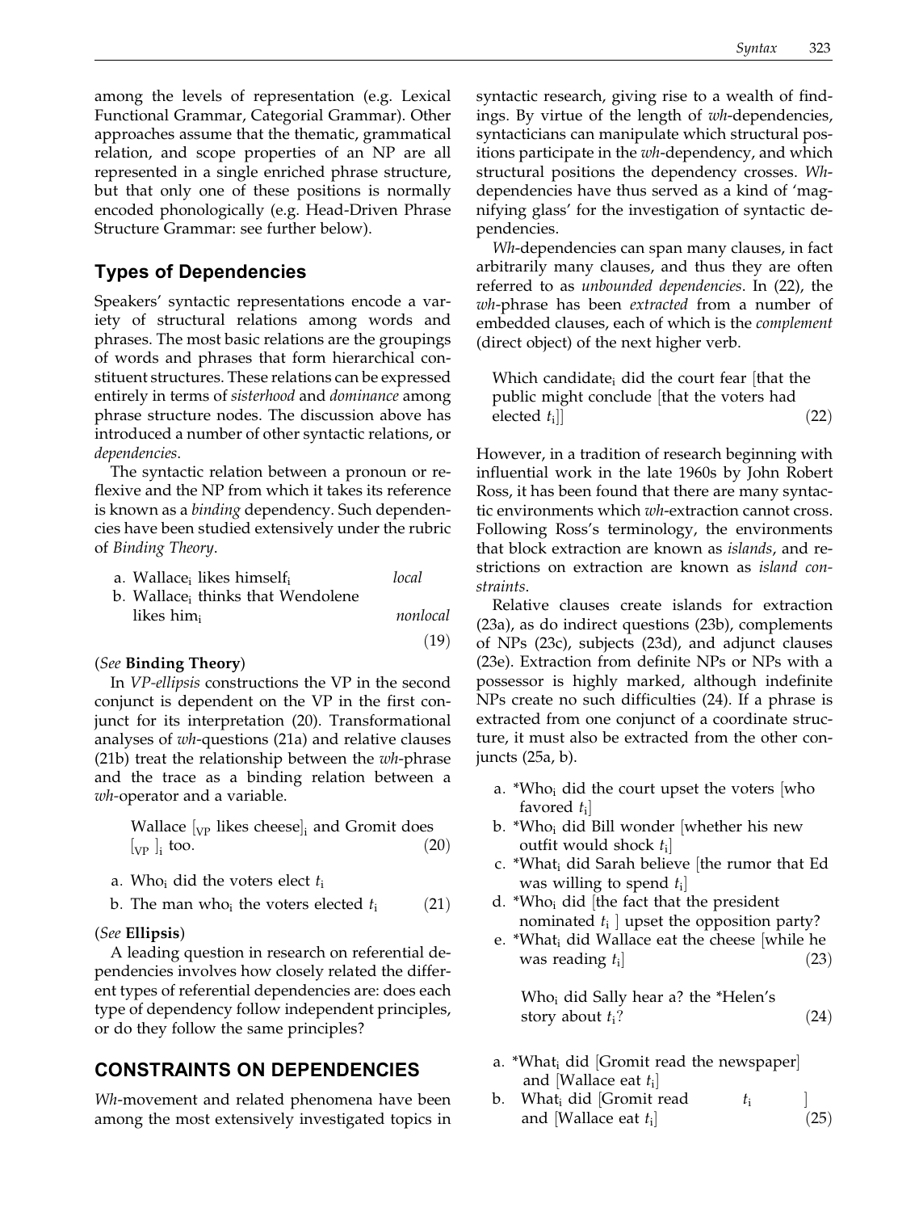among the levels of representation (e.g. Lexical Functional Grammar, Categorial Grammar). Other approaches assume that the thematic, grammatical relation, and scope properties of an NP are all represented in a single enriched phrase structure, but that only one of these positions is normally encoded phonologically (e.g. Head-Driven Phrase Structure Grammar: see further below).

## Types of Dependencies

Speakers' syntactic representations encode a variety of structural relations among words and phrases. The most basic relations are the groupings of words and phrases that form hierarchical constituent structures. These relations can be expressed entirely in terms of *sisterhood* and *dominance* among phrase structure nodes. The discussion above has introduced a number of other syntactic relations, or *dependencies*.

The syntactic relation between a pronoun or reflexive and the NP from which it takes its reference is known as a *binding* dependency. Such dependencies have been studied extensively under the rubric of *Binding Theory*.

a. Wallace$_i$ likes himself$_i$ &nbsp;&nbsp;&nbsp; *local*
b. Wallace$_i$ thinks that Wendolene likes him$_i$ &nbsp;&nbsp;&nbsp; *nonlocal* &nbsp;&nbsp;&nbsp; (19)

(*See* **Binding Theory**)

In *VP-ellipsis* constructions the VP in the second conjunct is dependent on the VP in the first conjunct for its interpretation (20). Transformational analyses of *wh*-questions (21a) and relative clauses (21b) treat the relationship between the *wh*-phrase and the trace as a binding relation between a *wh*-operator and a variable.

Wallace [$_{VP}$ likes cheese]$_i$ and Gromit does [$_{VP}$ ]$_i$ too. &nbsp;&nbsp;&nbsp; (20)

a. Who$_i$ did the voters elect $t_i$
b. The man who$_i$ the voters elected $t_i$ &nbsp;&nbsp;&nbsp; (21)

(*See* **Ellipsis**)

A leading question in research on referential dependencies involves how closely related the different types of referential dependencies are: does each type of dependency follow independent principles, or do they follow the same principles?

## CONSTRAINTS ON DEPENDENCIES

*Wh*-movement and related phenomena have been among the most extensively investigated topics in syntactic research, giving rise to a wealth of findings. By virtue of the length of *wh*-dependencies, syntacticians can manipulate which structural positions participate in the *wh*-dependency, and which structural positions the dependency crosses. *Wh*-dependencies have thus served as a kind of 'magnifying glass' for the investigation of syntactic dependencies.

*Wh*-dependencies can span many clauses, in fact arbitrarily many clauses, and thus they are often referred to as *unbounded dependencies*. In (22), the *wh*-phrase has been *extracted* from a number of embedded clauses, each of which is the *complement* (direct object) of the next higher verb.

Which candidate$_i$ did the court fear [that the public might conclude [that the voters had elected $t_i$]] &nbsp;&nbsp;&nbsp; (22)

However, in a tradition of research beginning with influential work in the late 1960s by John Robert Ross, it has been found that there are many syntactic environments which *wh*-extraction cannot cross. Following Ross's terminology, the environments that block extraction are known as *islands*, and restrictions on extraction are known as *island constraints*.

Relative clauses create islands for extraction (23a), as do indirect questions (23b), complements of NPs (23c), subjects (23d), and adjunct clauses (23e). Extraction from definite NPs or NPs with a possessor is highly marked, although indefinite NPs create no such difficulties (24). If a phrase is extracted from one conjunct of a coordinate structure, it must also be extracted from the other conjuncts (25a, b).

a. *Who$_i$ did the court upset the voters [who favored $t_i$]
b. *Who$_i$ did Bill wonder [whether his new outfit would shock $t_i$]
c. *What$_i$ did Sarah believe [the rumor that Ed was willing to spend $t_i$]
d. *Who$_i$ did [the fact that the president nominated $t_i$ ] upset the opposition party?
e. *What$_i$ did Wallace eat the cheese [while he was reading $t_i$] &nbsp;&nbsp;&nbsp; (23)

Who$_i$ did Sally hear a? the *Helen's story about $t_i$? &nbsp;&nbsp;&nbsp; (24)

a. *What$_i$ did [Gromit read the newspaper] and [Wallace eat $t_i$]
b. What$_i$ did [Gromit read $t_i$ ] and [Wallace eat $t_i$] &nbsp;&nbsp;&nbsp; (25)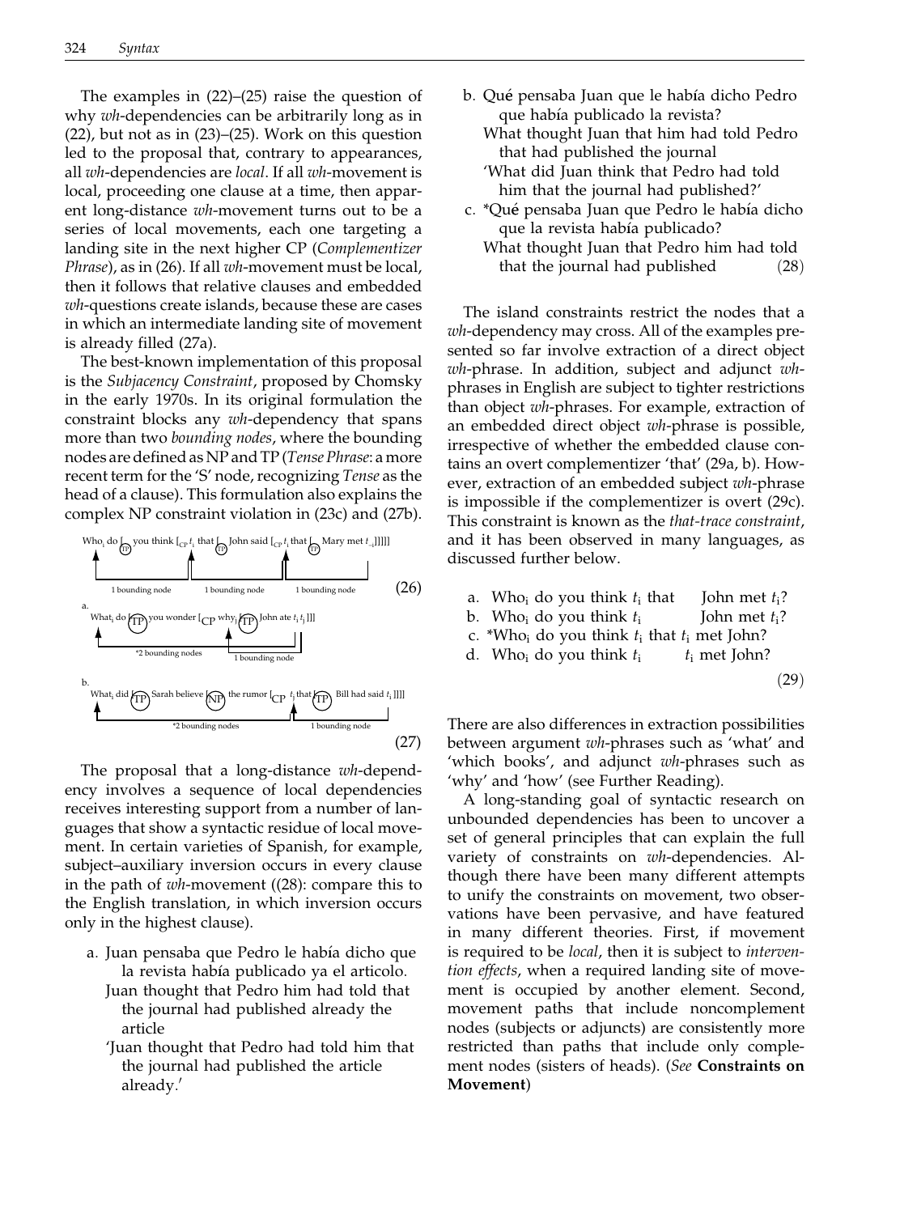The examples in (22)–(25) raise the question of why *wh*-dependencies can be arbitrarily long as in (22), but not as in (23)–(25). Work on this question led to the proposal that, contrary to appearances, all *wh*-dependencies are *local*. If all *wh*-movement is local, proceeding one clause at a time, then apparent long-distance *wh*-movement turns out to be a series of local movements, each one targeting a landing site in the next higher CP (*Complementizer Phrase*), as in (26). If all *wh*-movement must be local, then it follows that relative clauses and embedded *wh*-questions create islands, because these are cases in which an intermediate landing site of movement is already filled (27a).

The best-known implementation of this proposal is the *Subjacency Constraint*, proposed by Chomsky in the early 1970s. In its original formulation the constraint blocks any *wh*-dependency that spans more than two *bounding nodes*, where the bounding nodes are defined as NP and TP (*Tense Phrase*: a more recent term for the 'S' node, recognizing *Tense* as the head of a clause). This formulation also explains the complex NP constraint violation in (23c) and (27b).

Who$_i$ do [$_{TP}$ you think [$_{CP}$ $t_i$ that [$_{TP}$ John said [$_{CP}$ $t_i$ that [$_{TP}$ Mary met $t_i$]]]]]

1 bounding node — 1 bounding node — 1 bounding node (26)

a. What$_i$ do [$_{TP}$ you wonder [$_{CP}$ why$_j$ [$_{TP}$ John ate $t_i$ $t_j$]]]

*2 bounding nodes — 1 bounding node

b. What$_i$ did [$_{TP}$ Sarah believe [$_{NP}$ the rumor [$_{CP}$ $t_i$ that [$_{TP}$ Bill had said $t_i$]]]]

*2 bounding nodes — 1 bounding node (27)

The proposal that a long-distance *wh*-dependency involves a sequence of local dependencies receives interesting support from a number of languages that show a syntactic residue of local movement. In certain varieties of Spanish, for example, subject–auxiliary inversion occurs in every clause in the path of *wh*-movement ((28): compare this to the English translation, in which inversion occurs only in the highest clause).

a. Juan pensaba que Pedro le había dicho que la revista había publicado ya el articolo.
   Juan thought that Pedro him had told that the journal had published already the article
   'Juan thought that Pedro had told him that the journal had published the article already.'

b. Qué pensaba Juan que le había dicho Pedro que había publicado la revista?
   What thought Juan that him had told Pedro that had published the journal
   'What did Juan think that Pedro had told him that the journal had published?'

c. *Qué pensaba Juan que Pedro le había dicho que la revista había publicado?
   What thought Juan that Pedro him had told that the journal had published (28)

The island constraints restrict the nodes that a *wh*-dependency may cross. All of the examples presented so far involve extraction of a direct object *wh*-phrase. In addition, subject and adjunct *wh*-phrases in English are subject to tighter restrictions than object *wh*-phrases. For example, extraction of an embedded direct object *wh*-phrase is possible, irrespective of whether the embedded clause contains an overt complementizer 'that' (29a, b). However, extraction of an embedded subject *wh*-phrase is impossible if the complementizer is overt (29c). This constraint is known as the *that-trace constraint*, and it has been observed in many languages, as discussed further below.

a. Who$_i$ do you think $t_i$ that John met $t_i$?
b. Who$_i$ do you think $t_i$ John met $t_i$?
c. *Who$_i$ do you think $t_i$ that $t_i$ met John?
d. Who$_i$ do you think $t_i$ $t_i$ met John? (29)

There are also differences in extraction possibilities between argument *wh*-phrases such as 'what' and 'which books', and adjunct *wh*-phrases such as 'why' and 'how' (see Further Reading).

A long-standing goal of syntactic research on unbounded dependencies has been to uncover a set of general principles that can explain the full variety of constraints on *wh*-dependencies. Although there have been many different attempts to unify the constraints on movement, two observations have been pervasive, and have featured in many different theories. First, if movement is required to be *local*, then it is subject to *intervention effects*, when a required landing site of movement is occupied by another element. Second, movement paths that include noncomplement nodes (subjects or adjuncts) are consistently more restricted than paths that include only complement nodes (sisters of heads). (*See* **Constraints on Movement**)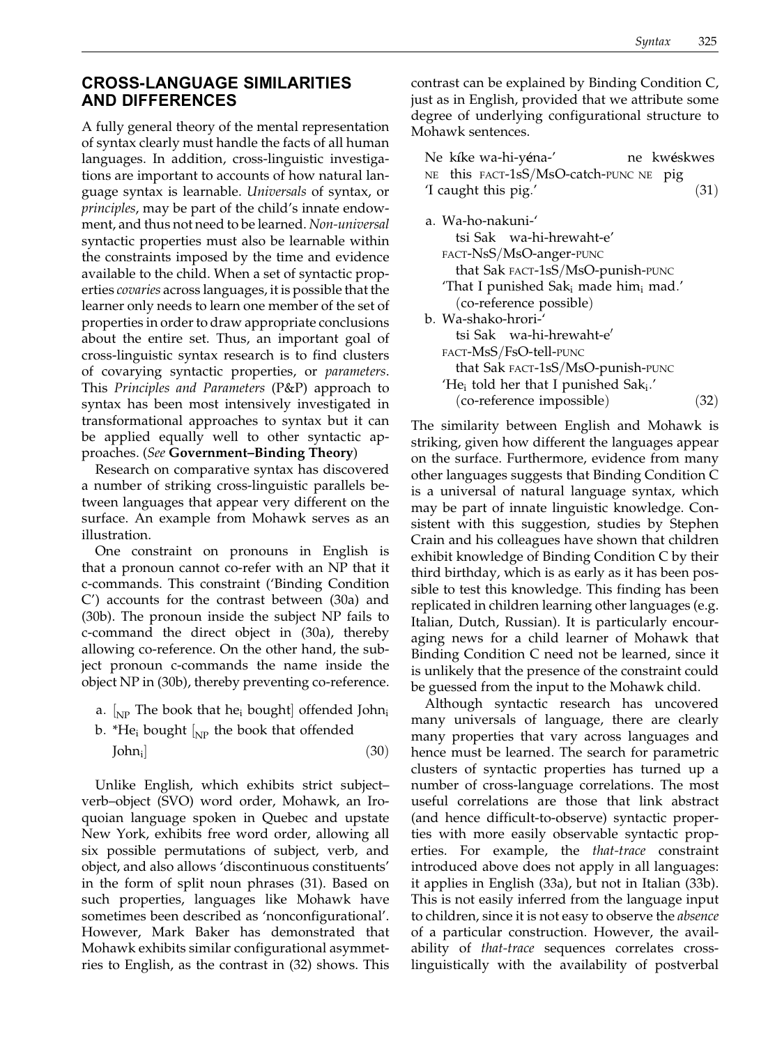## CROSS-LANGUAGE SIMILARITIES AND DIFFERENCES

A fully general theory of the mental representation of syntax clearly must handle the facts of all human languages. In addition, cross-linguistic investigations are important to accounts of how natural language syntax is learnable. *Universals* of syntax, or *principles*, may be part of the child's innate endowment, and thus not need to be learned. *Non-universal* syntactic properties must also be learnable within the constraints imposed by the time and evidence available to the child. When a set of syntactic properties *covaries* across languages, it is possible that the learner only needs to learn one member of the set of properties in order to draw appropriate conclusions about the entire set. Thus, an important goal of cross-linguistic syntax research is to find clusters of covarying syntactic properties, or *parameters*. This *Principles and Parameters* (P&P) approach to syntax has been most intensively investigated in transformational approaches to syntax but it can be applied equally well to other syntactic approaches. (*See* **Government–Binding Theory**)

Research on comparative syntax has discovered a number of striking cross-linguistic parallels between languages that appear very different on the surface. An example from Mohawk serves as an illustration.

One constraint on pronouns in English is that a pronoun cannot co-refer with an NP that it c-commands. This constraint ('Binding Condition C') accounts for the contrast between (30a) and (30b). The pronoun inside the subject NP fails to c-command the direct object in (30a), thereby allowing co-reference. On the other hand, the subject pronoun c-commands the name inside the object NP in (30b), thereby preventing co-reference.

a. [$_{NP}$ The book that he$_i$ bought] offended John$_i$

b. *He$_i$ bought [$_{NP}$ the book that offended John$_i$] (30)

Unlike English, which exhibits strict subject–verb–object (SVO) word order, Mohawk, an Iroquoian language spoken in Quebec and upstate New York, exhibits free word order, allowing all six possible permutations of subject, verb, and object, and also allows 'discontinuous constituents' in the form of split noun phrases (31). Based on such properties, languages like Mohawk have sometimes been described as 'nonconfigurational'. However, Mark Baker has demonstrated that Mohawk exhibits similar configurational asymmetries to English, as the contrast in (32) shows. This contrast can be explained by Binding Condition C, just as in English, provided that we attribute some degree of underlying configurational structure to Mohawk sentences.

Ne kíke wa-hi-yéna-' ne kwéskwes
NE this FACT-1sS/MsO-catch-PUNC NE pig
'I caught this pig.' (31)

a. Wa-ho-nakuni-'
tsi Sak wa-hi-hrewaht-e'
FACT-NsS/MsO-anger-PUNC
that Sak FACT-1sS/MsO-punish-PUNC
'That I punished Sak$_i$ made him$_i$ mad.'
(co-reference possible)

b. Wa-shako-hrori-'
tsi Sak wa-hi-hrewaht-e'
FACT-MsS/FsO-tell-PUNC
that Sak FACT-1sS/MsO-punish-PUNC
'He$_i$ told her that I punished Sak$_i$.'
(co-reference impossible) (32)

The similarity between English and Mohawk is striking, given how different the languages appear on the surface. Furthermore, evidence from many other languages suggests that Binding Condition C is a universal of natural language syntax, which may be part of innate linguistic knowledge. Consistent with this suggestion, studies by Stephen Crain and his colleagues have shown that children exhibit knowledge of Binding Condition C by their third birthday, which is as early as it has been possible to test this knowledge. This finding has been replicated in children learning other languages (e.g. Italian, Dutch, Russian). It is particularly encouraging news for a child learner of Mohawk that Binding Condition C need not be learned, since it is unlikely that the presence of the constraint could be guessed from the input to the Mohawk child.

Although syntactic research has uncovered many universals of language, there are clearly many properties that vary across languages and hence must be learned. The search for parametric clusters of syntactic properties has turned up a number of cross-language correlations. The most useful correlations are those that link abstract (and hence difficult-to-observe) syntactic properties with more easily observable syntactic properties. For example, the *that-trace* constraint introduced above does not apply in all languages: it applies in English (33a), but not in Italian (33b). This is not easily inferred from the language input to children, since it is not easy to observe the *absence* of a particular construction. However, the availability of *that-trace* sequences correlates cross-linguistically with the availability of postverbal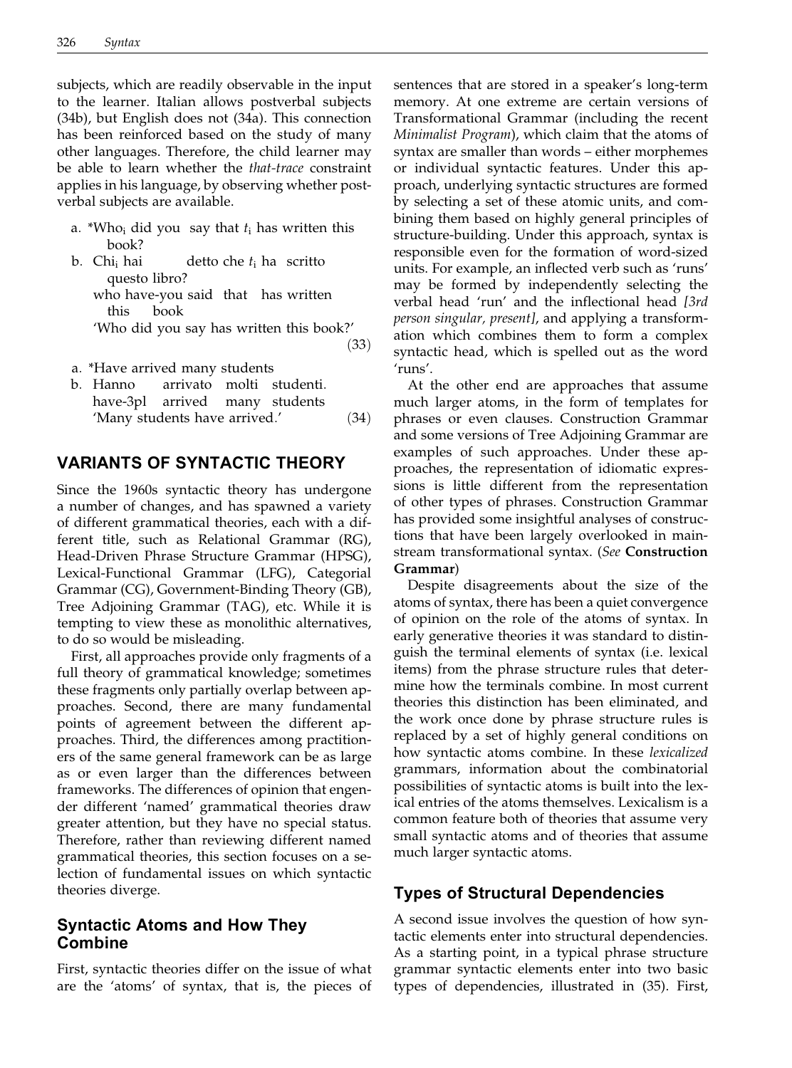subjects, which are readily observable in the input to the learner. Italian allows postverbal subjects (34b), but English does not (34a). This connection has been reinforced based on the study of many other languages. Therefore, the child learner may be able to learn whether the *that-trace* constraint applies in his language, by observing whether postverbal subjects are available.

a. *Who$_i$ did you say that $t_i$ has written this book?
b. Chi$_i$ hai detto che $t_i$ ha scritto questo libro?
who have-you said that has written this book
'Who did you say has written this book?' (33)

a. *Have arrived many students
b. Hanno arrivato molti studenti.
have-3pl arrived many students
'Many students have arrived.' (34)

## VARIANTS OF SYNTACTIC THEORY

Since the 1960s syntactic theory has undergone a number of changes, and has spawned a variety of different grammatical theories, each with a different title, such as Relational Grammar (RG), Head-Driven Phrase Structure Grammar (HPSG), Lexical-Functional Grammar (LFG), Categorial Grammar (CG), Government-Binding Theory (GB), Tree Adjoining Grammar (TAG), etc. While it is tempting to view these as monolithic alternatives, to do so would be misleading.

First, all approaches provide only fragments of a full theory of grammatical knowledge; sometimes these fragments only partially overlap between approaches. Second, there are many fundamental points of agreement between the different approaches. Third, the differences among practitioners of the same general framework can be as large as or even larger than the differences between frameworks. The differences of opinion that engender different 'named' grammatical theories draw greater attention, but they have no special status. Therefore, rather than reviewing different named grammatical theories, this section focuses on a selection of fundamental issues on which syntactic theories diverge.

### Syntactic Atoms and How They Combine

First, syntactic theories differ on the issue of what are the 'atoms' of syntax, that is, the pieces of sentences that are stored in a speaker's long-term memory. At one extreme are certain versions of Transformational Grammar (including the recent *Minimalist Program*), which claim that the atoms of syntax are smaller than words – either morphemes or individual syntactic features. Under this approach, underlying syntactic structures are formed by selecting a set of these atomic units, and combining them based on highly general principles of structure-building. Under this approach, syntax is responsible even for the formation of word-sized units. For example, an inflected verb such as 'runs' may be formed by independently selecting the verbal head 'run' and the inflectional head *[3rd person singular, present]*, and applying a transformation which combines them to form a complex syntactic head, which is spelled out as the word 'runs'.

At the other end are approaches that assume much larger atoms, in the form of templates for phrases or even clauses. Construction Grammar and some versions of Tree Adjoining Grammar are examples of such approaches. Under these approaches, the representation of idiomatic expressions is little different from the representation of other types of phrases. Construction Grammar has provided some insightful analyses of constructions that have been largely overlooked in mainstream transformational syntax. (*See* **Construction Grammar**)

Despite disagreements about the size of the atoms of syntax, there has been a quiet convergence of opinion on the role of the atoms of syntax. In early generative theories it was standard to distinguish the terminal elements of syntax (i.e. lexical items) from the phrase structure rules that determine how the terminals combine. In most current theories this distinction has been eliminated, and the work once done by phrase structure rules is replaced by a set of highly general conditions on how syntactic atoms combine. In these *lexicalized* grammars, information about the combinatorial possibilities of syntactic atoms is built into the lexical entries of the atoms themselves. Lexicalism is a common feature both of theories that assume very small syntactic atoms and of theories that assume much larger syntactic atoms.

### Types of Structural Dependencies

A second issue involves the question of how syntactic elements enter into structural dependencies. As a starting point, in a typical phrase structure grammar syntactic elements enter into two basic types of dependencies, illustrated in (35). First,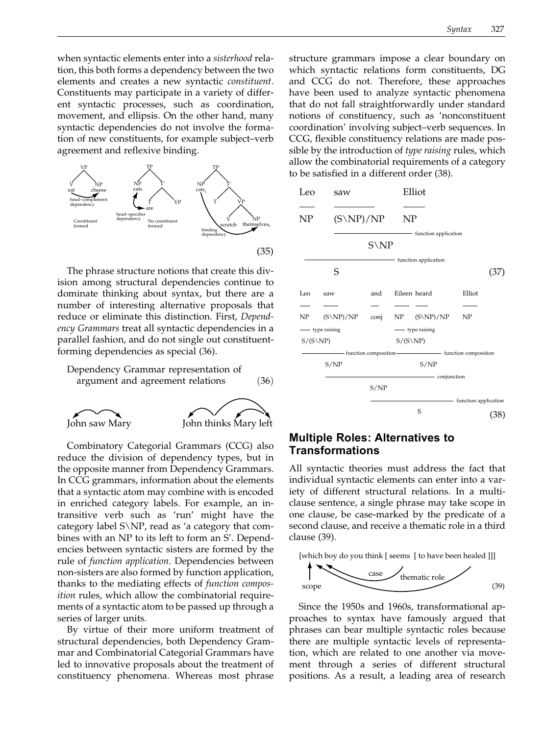when syntactic elements enter into a *sisterhood* relation, this both forms a dependency between the two elements and creates a new syntactic *constituent*. Constituents may participate in a variety of different syntactic processes, such as coordination, movement, and ellipsis. On the other hand, many syntactic dependencies do not involve the formation of new constituents, for example subject–verb agreement and reflexive binding.

VP
V eat
NP cheese
head–complement dependency
Constituent formed

TP
NP cats
T′
T are
VP
head–specifier dependency
No constituent formed

TP
NP cats$_i$
T′
T
VP
V scratch
NP themselves$_i$
binding dependency

(35)

The phrase structure notions that create this division among structural dependencies continue to dominate thinking about syntax, but there are a number of interesting alternative proposals that reduce or eliminate this distinction. First, *Dependency Grammars* treat all syntactic dependencies in a parallel fashion, and do not single out constituent-forming dependencies as special (36).

Dependency Grammar representation of argument and agreement relations (36)

John saw Mary

John thinks Mary left

Combinatory Categorial Grammars (CCG) also reduce the division of dependency types, but in the opposite manner from Dependency Grammars. In CCG grammars, information about the elements that a syntactic atom may combine with is encoded in enriched category labels. For example, an intransitive verb such as 'run' might have the category label S\NP, read as 'a category that combines with an NP to its left to form an S'. Dependencies between syntactic sisters are formed by the rule of *function application*. Dependencies between non-sisters are also formed by function application, thanks to the mediating effects of *function composition* rules, which allow the combinatorial requirements of a syntactic atom to be passed up through a series of larger units.

By virtue of their more uniform treatment of structural dependencies, both Dependency Grammar and Combinatorial Categorial Grammars have led to innovative proposals about the treatment of constituency phenomena. Whereas most phrase structure grammars impose a clear boundary on which syntactic relations form constituents, DG and CCG do not. Therefore, these approaches have been used to analyze syntactic phenomena that do not fall straightforwardly under standard notions of constituency, such as 'nonconstituent coordination' involving subject–verb sequences. In CCG, flexible constituency relations are made possible by the introduction of *type raising* rules, which allow the combinatorial requirements of a category to be satisfied in a different order (38).

Leo saw Elliot
NP (S\NP)/NP NP
function application
S\NP
function application
S (37)

Leo saw and Eileen heard Elliot
NP (S\NP)/NP conj NP (S\NP)/NP NP
type raising
S/(S\NP)
type raising
S/(S\NP)
function composition
S/NP
function composition
S/NP
conjunction
S/NP
function application
S (38)

## Multiple Roles: Alternatives to Transformations

All syntactic theories must address the fact that individual syntactic elements can enter into a variety of different structural relations. In a multi-clause sentence, a single phrase may take scope in one clause, be case-marked by the predicate of a second clause, and receive a thematic role in a third clause (39).

[which boy do you think [ seems [ to have been healed ]]]

scope
case
thematic role
(39)

Since the 1950s and 1960s, transformational approaches to syntax have famously argued that phrases can bear multiple syntactic roles because there are multiple syntactic levels of representation, which are related to one another via movement through a series of different structural positions. As a result, a leading area of research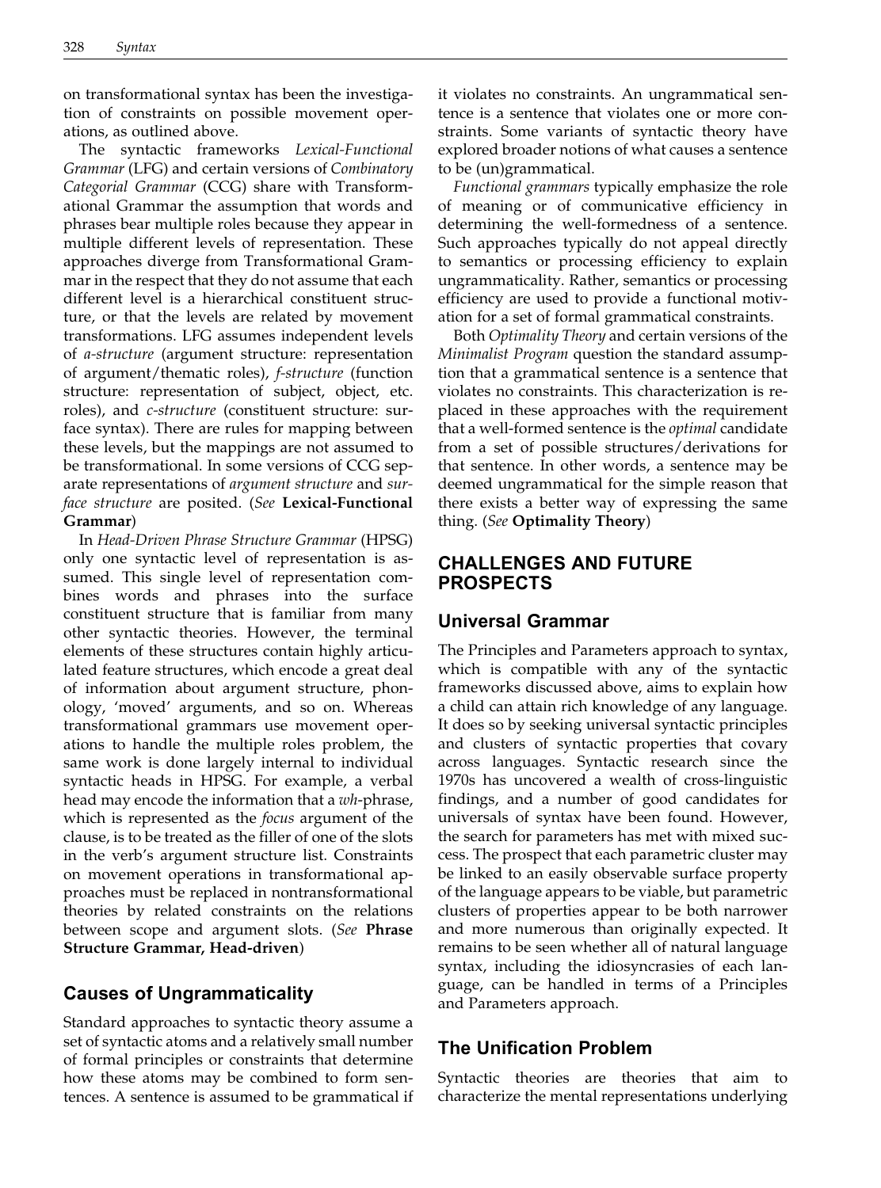on transformational syntax has been the investigation of constraints on possible movement operations, as outlined above.

The syntactic frameworks *Lexical-Functional Grammar* (LFG) and certain versions of *Combinatory Categorial Grammar* (CCG) share with Transformational Grammar the assumption that words and phrases bear multiple roles because they appear in multiple different levels of representation. These approaches diverge from Transformational Grammar in the respect that they do not assume that each different level is a hierarchical constituent structure, or that the levels are related by movement transformations. LFG assumes independent levels of *a-structure* (argument structure: representation of argument/thematic roles), *f-structure* (function structure: representation of subject, object, etc. roles), and *c-structure* (constituent structure: surface syntax). There are rules for mapping between these levels, but the mappings are not assumed to be transformational. In some versions of CCG separate representations of *argument structure* and *surface structure* are posited. (*See* **Lexical-Functional Grammar**)

In *Head-Driven Phrase Structure Grammar* (HPSG) only one syntactic level of representation is assumed. This single level of representation combines words and phrases into the surface constituent structure that is familiar from many other syntactic theories. However, the terminal elements of these structures contain highly articulated feature structures, which encode a great deal of information about argument structure, phonology, 'moved' arguments, and so on. Whereas transformational grammars use movement operations to handle the multiple roles problem, the same work is done largely internal to individual syntactic heads in HPSG. For example, a verbal head may encode the information that a *wh*-phrase, which is represented as the *focus* argument of the clause, is to be treated as the filler of one of the slots in the verb's argument structure list. Constraints on movement operations in transformational approaches must be replaced in nontransformational theories by related constraints on the relations between scope and argument slots. (*See* **Phrase Structure Grammar, Head-driven**)

## Causes of Ungrammaticality

Standard approaches to syntactic theory assume a set of syntactic atoms and a relatively small number of formal principles or constraints that determine how these atoms may be combined to form sentences. A sentence is assumed to be grammatical if it violates no constraints. An ungrammatical sentence is a sentence that violates one or more constraints. Some variants of syntactic theory have explored broader notions of what causes a sentence to be (un)grammatical.

*Functional grammars* typically emphasize the role of meaning or of communicative efficiency in determining the well-formedness of a sentence. Such approaches typically do not appeal directly to semantics or processing efficiency to explain ungrammaticality. Rather, semantics or processing efficiency are used to provide a functional motivation for a set of formal grammatical constraints.

Both *Optimality Theory* and certain versions of the *Minimalist Program* question the standard assumption that a grammatical sentence is a sentence that violates no constraints. This characterization is replaced in these approaches with the requirement that a well-formed sentence is the *optimal* candidate from a set of possible structures/derivations for that sentence. In other words, a sentence may be deemed ungrammatical for the simple reason that there exists a better way of expressing the same thing. (*See* **Optimality Theory**)

# CHALLENGES AND FUTURE PROSPECTS

## Universal Grammar

The Principles and Parameters approach to syntax, which is compatible with any of the syntactic frameworks discussed above, aims to explain how a child can attain rich knowledge of any language. It does so by seeking universal syntactic principles and clusters of syntactic properties that covary across languages. Syntactic research since the 1970s has uncovered a wealth of cross-linguistic findings, and a number of good candidates for universals of syntax have been found. However, the search for parameters has met with mixed success. The prospect that each parametric cluster may be linked to an easily observable surface property of the language appears to be viable, but parametric clusters of properties appear to be both narrower and more numerous than originally expected. It remains to be seen whether all of natural language syntax, including the idiosyncrasies of each language, can be handled in terms of a Principles and Parameters approach.

## The Unification Problem

Syntactic theories are theories that aim to characterize the mental representations underlying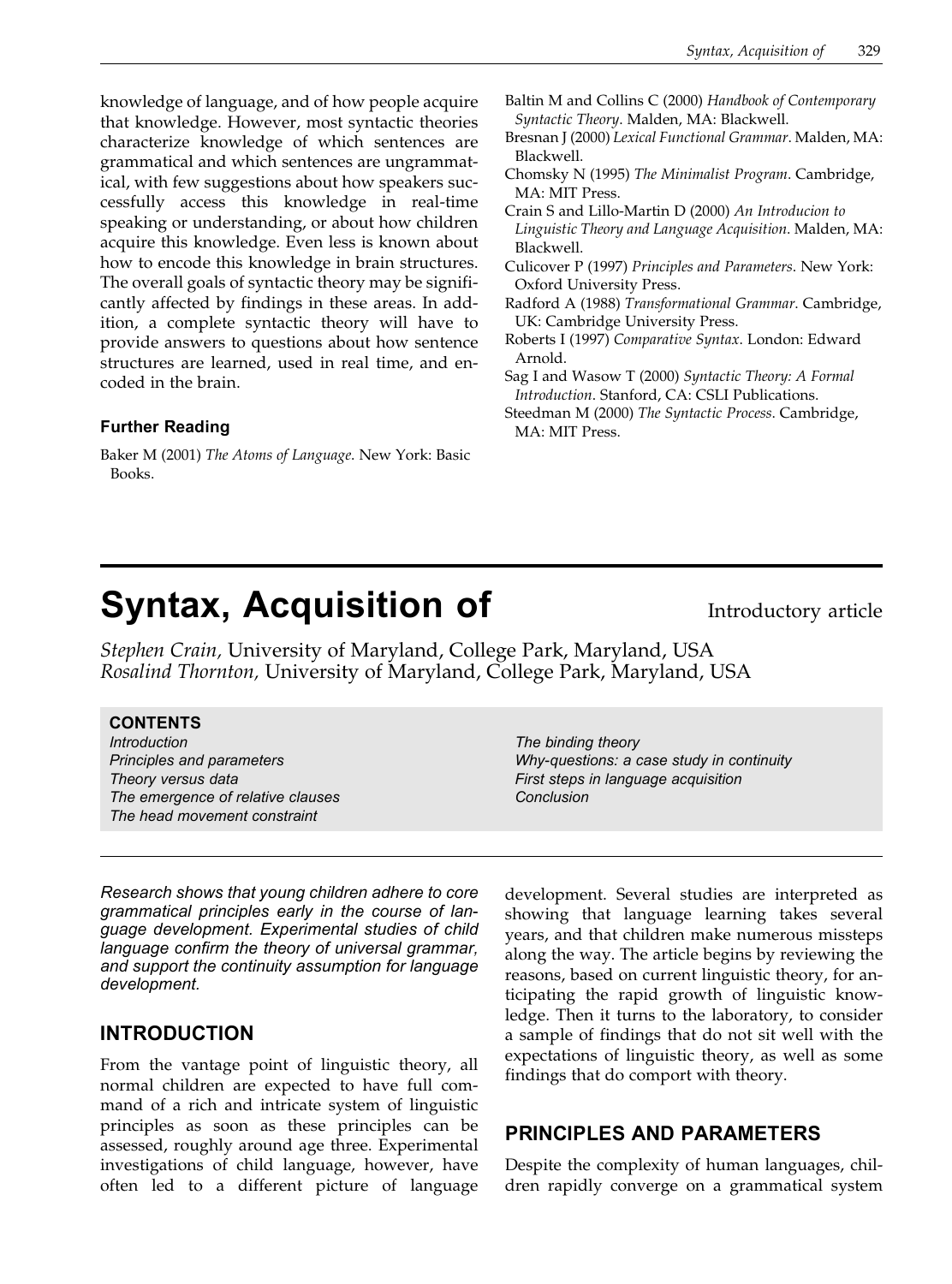knowledge of language, and of how people acquire that knowledge. However, most syntactic theories characterize knowledge of which sentences are grammatical and which sentences are ungrammatical, with few suggestions about how speakers successfully access this knowledge in real-time speaking or understanding, or about how children acquire this knowledge. Even less is known about how to encode this knowledge in brain structures. The overall goals of syntactic theory may be significantly affected by findings in these areas. In addition, a complete syntactic theory will have to provide answers to questions about how sentence structures are learned, used in real time, and encoded in the brain.

### Further Reading

Baker M (2001) *The Atoms of Language*. New York: Basic Books.

Baltin M and Collins C (2000) *Handbook of Contemporary Syntactic Theory*. Malden, MA: Blackwell.

Bresnan J (2000) *Lexical Functional Grammar*. Malden, MA: Blackwell.

Chomsky N (1995) *The Minimalist Program*. Cambridge, MA: MIT Press.

Crain S and Lillo-Martin D (2000) *An Introducion to Linguistic Theory and Language Acquisition*. Malden, MA: Blackwell.

Culicover P (1997) *Principles and Parameters*. New York: Oxford University Press.

Radford A (1988) *Transformational Grammar*. Cambridge, UK: Cambridge University Press.

Roberts I (1997) *Comparative Syntax*. London: Edward Arnold.

Sag I and Wasow T (2000) *Syntactic Theory: A Formal Introduction*. Stanford, CA: CSLI Publications.

Steedman M (2000) *The Syntactic Process*. Cambridge, MA: MIT Press.

# Syntax, Acquisition of

Introductory article

*Stephen Crain,* University of Maryland, College Park, Maryland, USA
*Rosalind Thornton,* University of Maryland, College Park, Maryland, USA

**CONTENTS**

*Introduction*
*Principles and parameters*
*Theory versus data*
*The emergence of relative clauses*
*The head movement constraint*
*The binding theory*
*Why-questions: a case study in continuity*
*First steps in language acquisition*
*Conclusion*

*Research shows that young children adhere to core grammatical principles early in the course of language development. Experimental studies of child language confirm the theory of universal grammar, and support the continuity assumption for language development.*

## INTRODUCTION

From the vantage point of linguistic theory, all normal children are expected to have full command of a rich and intricate system of linguistic principles as soon as these principles can be assessed, roughly around age three. Experimental investigations of child language, however, have often led to a different picture of language development. Several studies are interpreted as showing that language learning takes several years, and that children make numerous missteps along the way. The article begins by reviewing the reasons, based on current linguistic theory, for anticipating the rapid growth of linguistic knowledge. Then it turns to the laboratory, to consider a sample of findings that do not sit well with the expectations of linguistic theory, as well as some findings that do comport with theory.

## PRINCIPLES AND PARAMETERS

Despite the complexity of human languages, children rapidly converge on a grammatical system